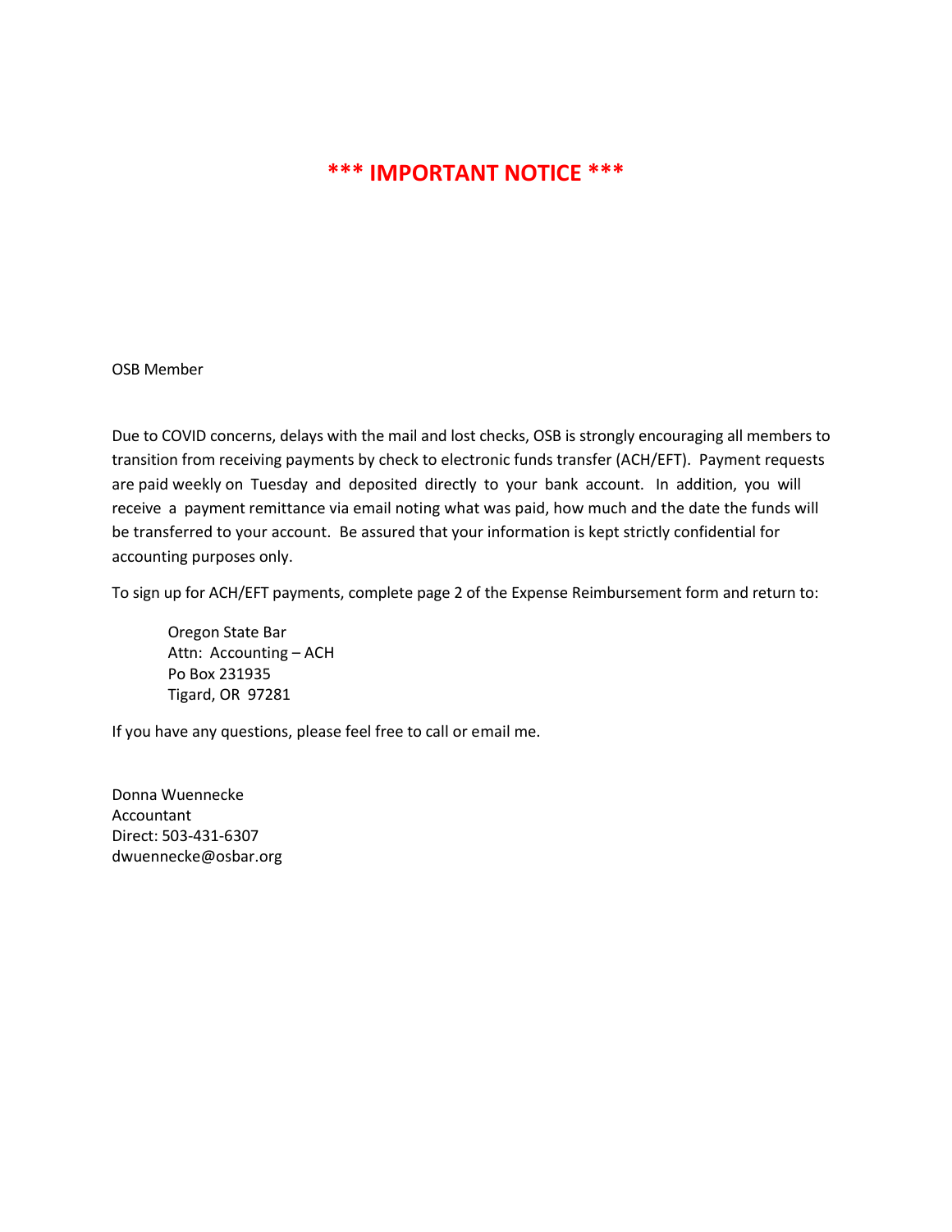# *** IMPORTANT NOTICE ***

OSB Member

Due to COVID concerns, delays with the mail and lost checks, OSB is strongly encouraging all members to transition from receiving payments by check to electronic funds transfer (ACH/EFT). Payment requests are paid weekly on Tuesday and deposited directly to your bank account. In addition, you will receive a payment remittance via email noting what was paid, how much and the date the funds will be transferred to your account. Be assured that your information is kept strictly confidential for accounting purposes only.

To sign up for ACH/EFT payments, complete page 2 of the Expense Reimbursement form and return to:

> Oregon State Bar
> Attn: Accounting – ACH
> Po Box 231935
> Tigard, OR 97281

If you have any questions, please feel free to call or email me.

Donna Wuennecke
Accountant
Direct: 503-431-6307
dwuennecke@osbar.org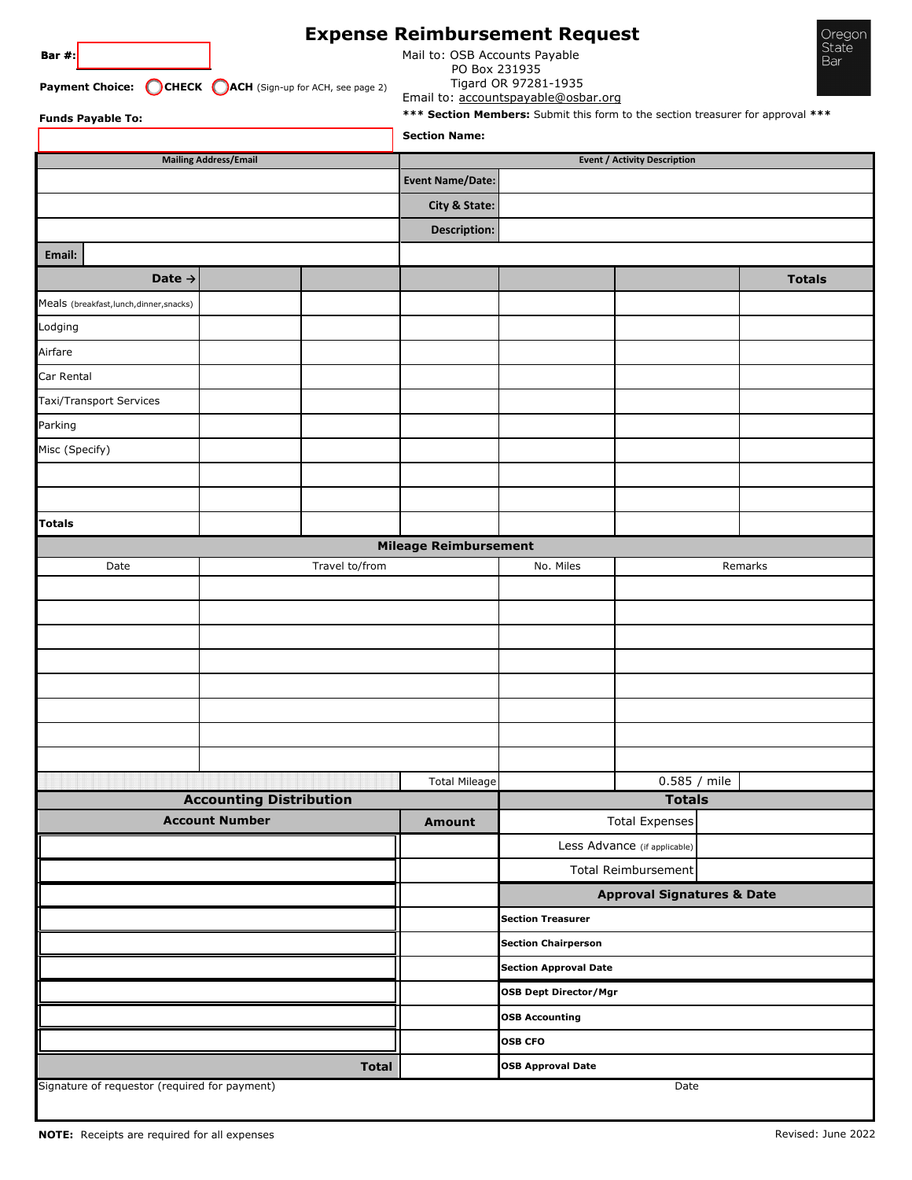# Expense Reimbursement Request

**Bar #:**

**Payment Choice:** ◯ **CHECK** ◯ **ACH** (Sign-up for ACH, see page 2)

**Funds Payable To:**

Mail to: OSB Accounts Payable
PO Box 231935
Tigard OR 97281-1935
Email to: accountspayable@osbar.org

Oregon State Bar

**\*\*\* Section Members:** Submit this form to the section treasurer for approval **\*\*\***

**Section Name:**

| Mailing Address/Email | Event / Activity Description | |
|---|---|---|
| | **Event Name/Date:** | |
| | **City & State:** | |
| | **Description:** | |
| **Email:** | | |

| **Date →** | | | | | | **Totals** |
|---|---|---|---|---|---|---|
| Meals (breakfast,lunch,dinner,snacks) | | | | | | |
| Lodging | | | | | | |
| Airfare | | | | | | |
| Car Rental | | | | | | |
| Taxi/Transport Services | | | | | | |
| Parking | | | | | | |
| Misc (Specify) | | | | | | |
| | | | | | | |
| | | | | | | |
| **Totals** | | | | | | |

**Mileage Reimbursement**

| Date | Travel to/from | No. Miles | Remarks |
|---|---|---|---|
| | | | |
| | | | |
| | | | |
| | | | |
| | | | |
| | | | |
| | | | |
| | | | |
| | Total Mileage | | 0.585 / mile |

| **Accounting Distribution** | | **Totals** | |
|---|---|---|---|
| **Account Number** | **Amount** | Total Expenses | |
| | | Less Advance (if applicable) | |
| | | Total Reimbursement | |
| | | **Approval Signatures & Date** | |
| | | **Section Treasurer** | |
| | | **Section Chairperson** | |
| | | **Section Approval Date** | |
| | | **OSB Dept Director/Mgr** | |
| | | **OSB Accounting** | |
| | | **OSB CFO** | |
| **Total** | | **OSB Approval Date** | |

Signature of requestor (required for payment) Date

**NOTE:** Receipts are required for all expenses

Revised: June 2022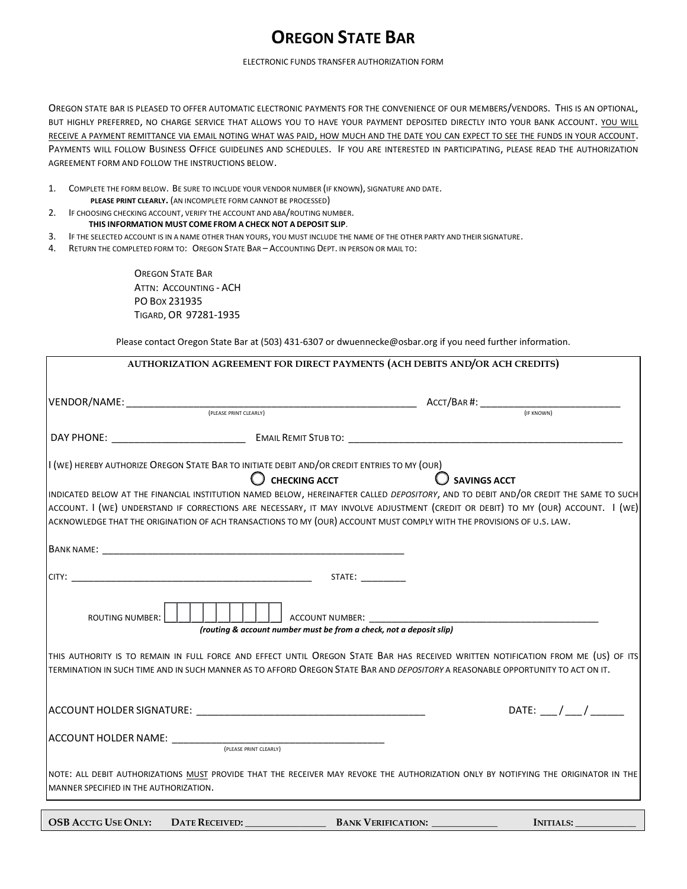# OREGON STATE BAR

ELECTRONIC FUNDS TRANSFER AUTHORIZATION FORM

OREGON STATE BAR IS PLEASED TO OFFER AUTOMATIC ELECTRONIC PAYMENTS FOR THE CONVENIENCE OF OUR MEMBERS/VENDORS. THIS IS AN OPTIONAL, BUT HIGHLY PREFERRED, NO CHARGE SERVICE THAT ALLOWS YOU TO HAVE YOUR PAYMENT DEPOSITED DIRECTLY INTO YOUR BANK ACCOUNT. <u>YOU WILL RECEIVE A PAYMENT REMITTANCE VIA EMAIL NOTING WHAT WAS PAID, HOW MUCH AND THE DATE YOU CAN EXPECT TO SEE THE FUNDS IN YOUR ACCOUNT</u>. PAYMENTS WILL FOLLOW BUSINESS OFFICE GUIDELINES AND SCHEDULES. IF YOU ARE INTERESTED IN PARTICIPATING, PLEASE READ THE AUTHORIZATION AGREEMENT FORM AND FOLLOW THE INSTRUCTIONS BELOW.

1. COMPLETE THE FORM BELOW. BE SURE TO INCLUDE YOUR VENDOR NUMBER (IF KNOWN), SIGNATURE AND DATE.
   **PLEASE PRINT CLEARLY.** (AN INCOMPLETE FORM CANNOT BE PROCESSED)
2. IF CHOOSING CHECKING ACCOUNT, VERIFY THE ACCOUNT AND ABA/ROUTING NUMBER.
   **THIS INFORMATION MUST COME FROM A CHECK NOT A DEPOSIT SLIP**.
3. IF THE SELECTED ACCOUNT IS IN A NAME OTHER THAN YOURS, YOU MUST INCLUDE THE NAME OF THE OTHER PARTY AND THEIR SIGNATURE.
4. RETURN THE COMPLETED FORM TO: OREGON STATE BAR – ACCOUNTING DEPT. IN PERSON OR MAIL TO:

OREGON STATE BAR
ATTN: ACCOUNTING - ACH
PO BOX 231935
TIGARD, OR 97281-1935

Please contact Oregon State Bar at (503) 431-6307 or dwuennecke@osbar.org if you need further information.

**AUTHORIZATION AGREEMENT FOR DIRECT PAYMENTS (ACH DEBITS AND/OR ACH CREDITS)**

VENDOR/NAME: ________________________________ (PLEASE PRINT CLEARLY) ACCT/BAR #: ____________________ (IF KNOWN)

DAY PHONE: ____________________ EMAIL REMIT STUB TO: ________________________________

I (WE) HEREBY AUTHORIZE OREGON STATE BAR TO INITIATE DEBIT AND/OR CREDIT ENTRIES TO MY (OUR)

○ **CHECKING ACCT** ○ **SAVINGS ACCT**

INDICATED BELOW AT THE FINANCIAL INSTITUTION NAMED BELOW, HEREINAFTER CALLED *DEPOSITORY*, AND TO DEBIT AND/OR CREDIT THE SAME TO SUCH ACCOUNT. I (WE) UNDERSTAND IF CORRECTIONS ARE NECESSARY, IT MAY INVOLVE ADJUSTMENT (CREDIT OR DEBIT) TO MY (OUR) ACCOUNT. I (WE) ACKNOWLEDGE THAT THE ORIGINATION OF ACH TRANSACTIONS TO MY (OUR) ACCOUNT MUST COMPLY WITH THE PROVISIONS OF U.S. LAW.

BANK NAME: ________________________________

CITY: ________________________________ STATE: _________

ROUTING NUMBER: |_|_|_|_|_|_|_|_|_| ACCOUNT NUMBER: ________________________________

***(routing & account number must be from a check, not a deposit slip)***

THIS AUTHORITY IS TO REMAIN IN FULL FORCE AND EFFECT UNTIL OREGON STATE BAR HAS RECEIVED WRITTEN NOTIFICATION FROM ME (US) OF ITS TERMINATION IN SUCH TIME AND IN SUCH MANNER AS TO AFFORD OREGON STATE BAR AND *DEPOSITORY* A REASONABLE OPPORTUNITY TO ACT ON IT.

ACCOUNT HOLDER SIGNATURE: ________________________________ DATE: ___/___/_____

ACCOUNT HOLDER NAME: ________________________________ (PLEASE PRINT CLEARLY)

NOTE: ALL DEBIT AUTHORIZATIONS <u>MUST</u> PROVIDE THAT THE RECEIVER MAY REVOKE THE AUTHORIZATION ONLY BY NOTIFYING THE ORIGINATOR IN THE MANNER SPECIFIED IN THE AUTHORIZATION.

**OSB ACCTG USE ONLY:** **DATE RECEIVED:** ____________ **BANK VERIFICATION:** ____________ **INITIALS:** ____________